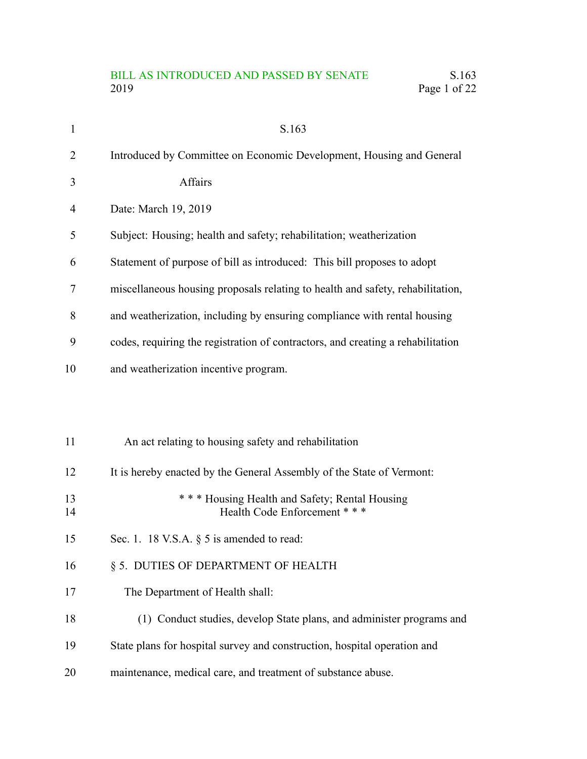# S.163

Introduced by Committee on Economic Development, Housing and General Affairs

Date: March 19, 2019

Subject: Housing; health and safety; rehabilitation; weatherization

Statement of purpose of bill as introduced: This bill proposes to adopt miscellaneous housing proposals relating to health and safety, rehabilitation, and weatherization, including by ensuring compliance with rental housing codes, requiring the registration of contractors, and creating a rehabilitation and weatherization incentive program.

An act relating to housing safety and rehabilitation

It is hereby enacted by the General Assembly of the State of Vermont:

\* \* \* Housing Health and Safety; Rental Housing Health Code Enforcement \* \* \*

Sec. 1. 18 V.S.A. § 5 is amended to read:

§ 5. DUTIES OF DEPARTMENT OF HEALTH

The Department of Health shall:

(1) Conduct studies, develop State plans, and administer programs and State plans for hospital survey and construction, hospital operation and maintenance, medical care, and treatment of substance abuse.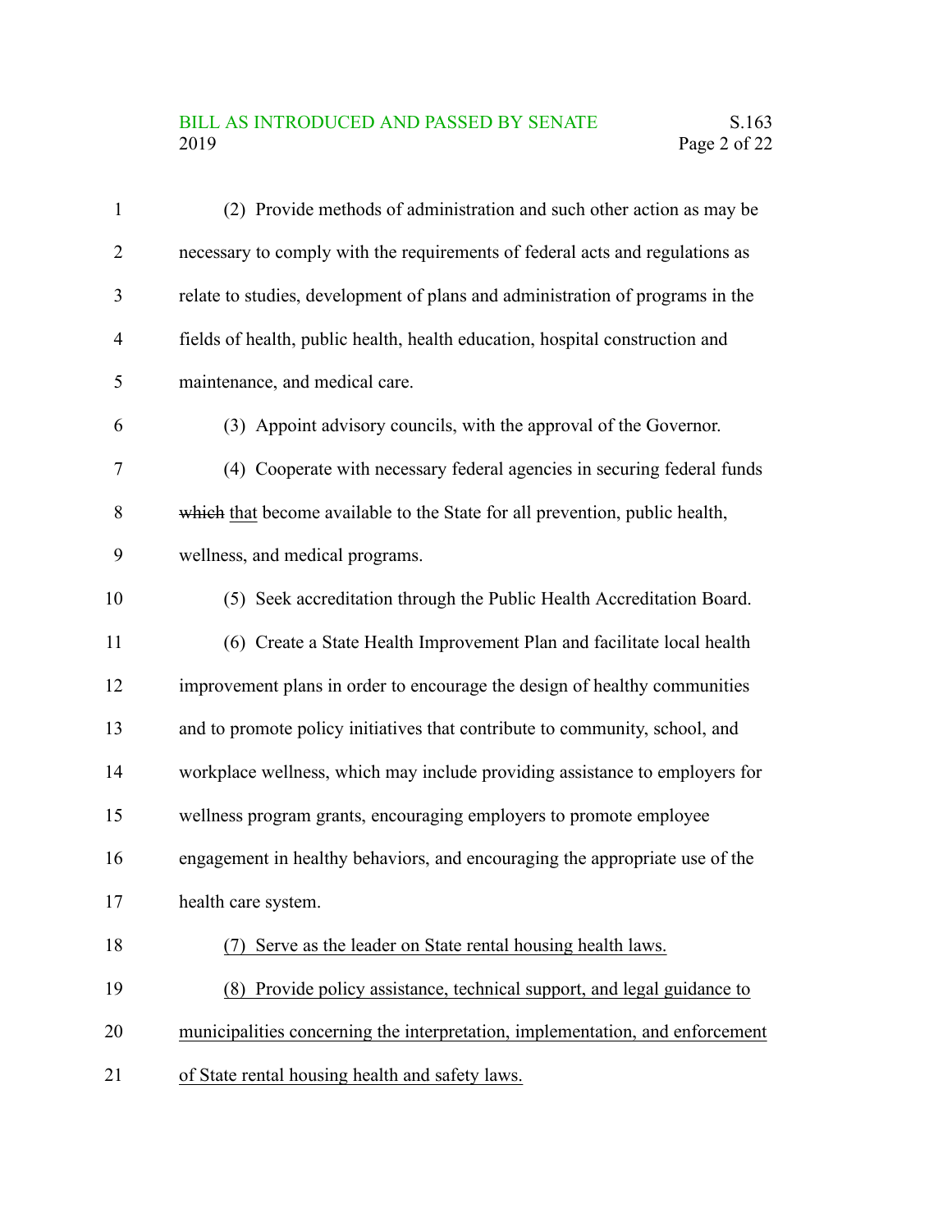(2) Provide methods of administration and such other action as may be necessary to comply with the requirements of federal acts and regulations as relate to studies, development of plans and administration of programs in the fields of health, public health, health education, hospital construction and maintenance, and medical care.

(3) Appoint advisory councils, with the approval of the Governor.

(4) Cooperate with necessary federal agencies in securing federal funds ~~which~~ <u>that</u> become available to the State for all prevention, public health, wellness, and medical programs.

(5) Seek accreditation through the Public Health Accreditation Board.

(6) Create a State Health Improvement Plan and facilitate local health improvement plans in order to encourage the design of healthy communities and to promote policy initiatives that contribute to community, school, and workplace wellness, which may include providing assistance to employers for wellness program grants, encouraging employers to promote employee engagement in healthy behaviors, and encouraging the appropriate use of the health care system.

<u>(7) Serve as the leader on State rental housing health laws.</u>

<u>(8) Provide policy assistance, technical support, and legal guidance to municipalities concerning the interpretation, implementation, and enforcement of State rental housing health and safety laws.</u>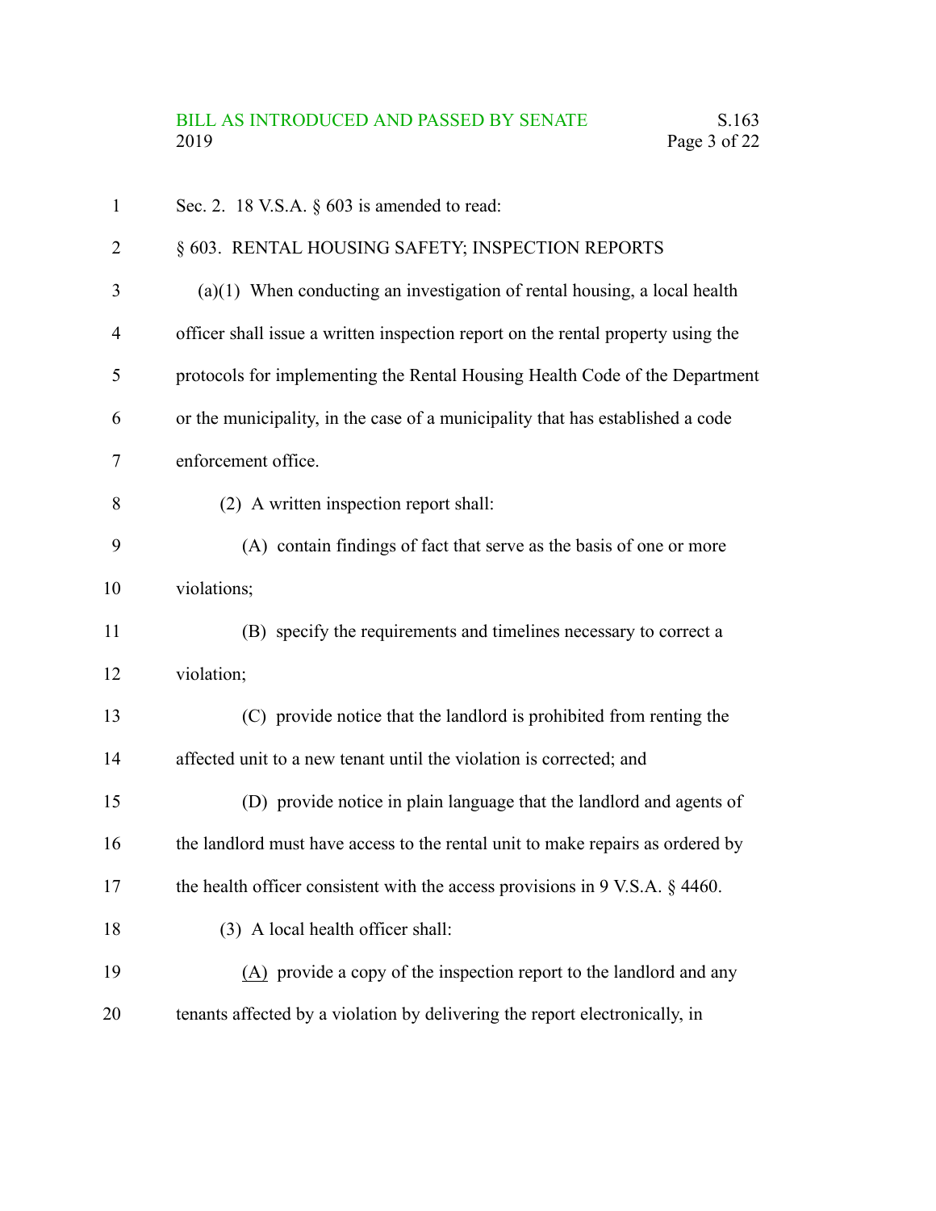Sec. 2. 18 V.S.A. § 603 is amended to read:

§ 603. RENTAL HOUSING SAFETY; INSPECTION REPORTS

(a)(1) When conducting an investigation of rental housing, a local health officer shall issue a written inspection report on the rental property using the protocols for implementing the Rental Housing Health Code of the Department or the municipality, in the case of a municipality that has established a code enforcement office.

(2) A written inspection report shall:

(A) contain findings of fact that serve as the basis of one or more violations;

(B) specify the requirements and timelines necessary to correct a violation;

(C) provide notice that the landlord is prohibited from renting the affected unit to a new tenant until the violation is corrected; and

(D) provide notice in plain language that the landlord and agents of the landlord must have access to the rental unit to make repairs as ordered by the health officer consistent with the access provisions in 9 V.S.A. § 4460.

(3) A local health officer shall:

(A) provide a copy of the inspection report to the landlord and any tenants affected by a violation by delivering the report electronically, in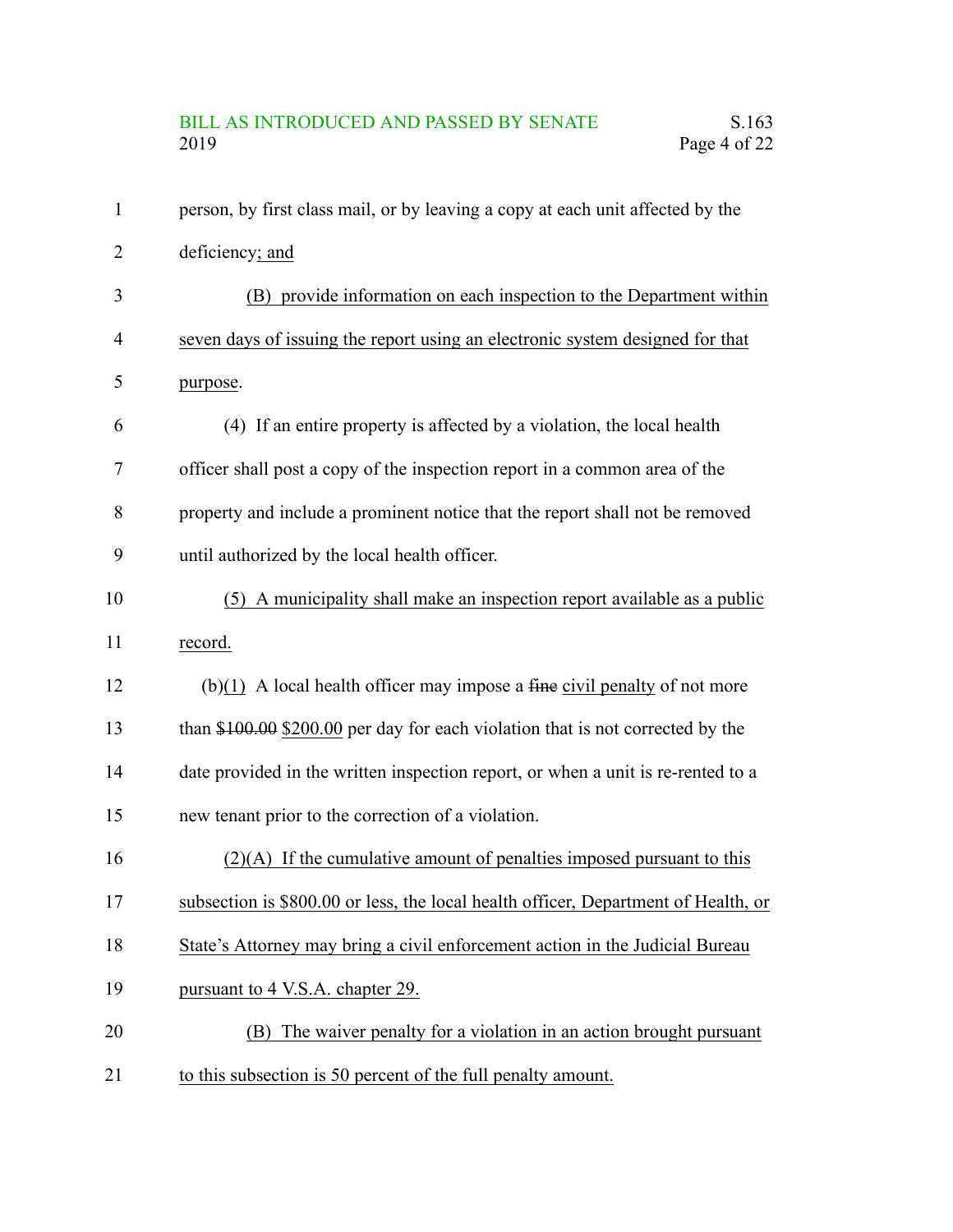person, by first class mail, or by leaving a copy at each unit affected by the deficiency; and

(B) provide information on each inspection to the Department within seven days of issuing the report using an electronic system designed for that purpose.

(4) If an entire property is affected by a violation, the local health officer shall post a copy of the inspection report in a common area of the property and include a prominent notice that the report shall not be removed until authorized by the local health officer.

(5) A municipality shall make an inspection report available as a public record.

(b)(1) A local health officer may impose a ~~fine~~ civil penalty of not more than ~~$100.00~~ $200.00 per day for each violation that is not corrected by the date provided in the written inspection report, or when a unit is re-rented to a new tenant prior to the correction of a violation.

(2)(A) If the cumulative amount of penalties imposed pursuant to this subsection is $800.00 or less, the local health officer, Department of Health, or State's Attorney may bring a civil enforcement action in the Judicial Bureau pursuant to 4 V.S.A. chapter 29.

(B) The waiver penalty for a violation in an action brought pursuant to this subsection is 50 percent of the full penalty amount.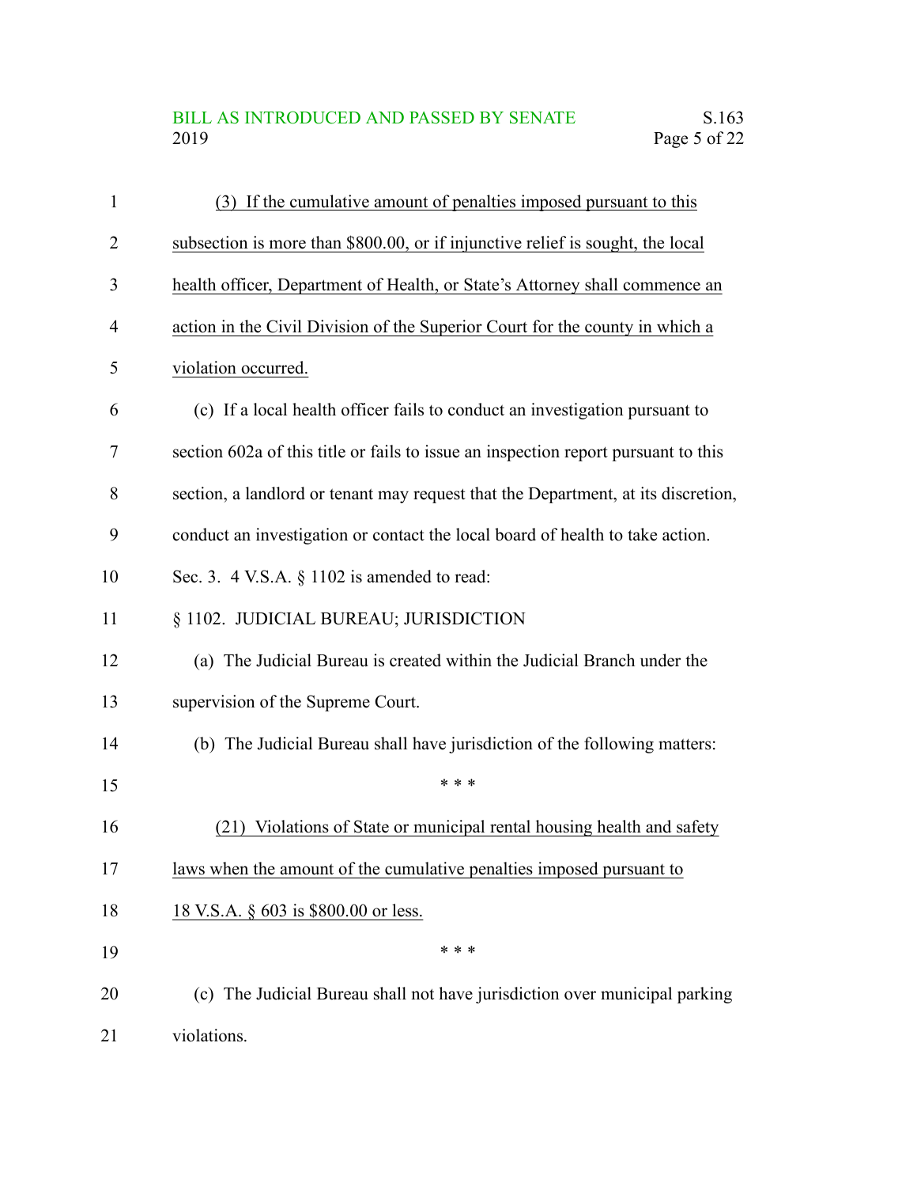(3) If the cumulative amount of penalties imposed pursuant to this subsection is more than $800.00, or if injunctive relief is sought, the local health officer, Department of Health, or State's Attorney shall commence an action in the Civil Division of the Superior Court for the county in which a violation occurred.

(c) If a local health officer fails to conduct an investigation pursuant to section 602a of this title or fails to issue an inspection report pursuant to this section, a landlord or tenant may request that the Department, at its discretion, conduct an investigation or contact the local board of health to take action.

Sec. 3. 4 V.S.A. § 1102 is amended to read:

§ 1102. JUDICIAL BUREAU; JURISDICTION

(a) The Judicial Bureau is created within the Judicial Branch under the supervision of the Supreme Court.

(b) The Judicial Bureau shall have jurisdiction of the following matters:

\* \* \*

(21) Violations of State or municipal rental housing health and safety laws when the amount of the cumulative penalties imposed pursuant to 18 V.S.A. § 603 is $800.00 or less.

\* \* \*

(c) The Judicial Bureau shall not have jurisdiction over municipal parking violations.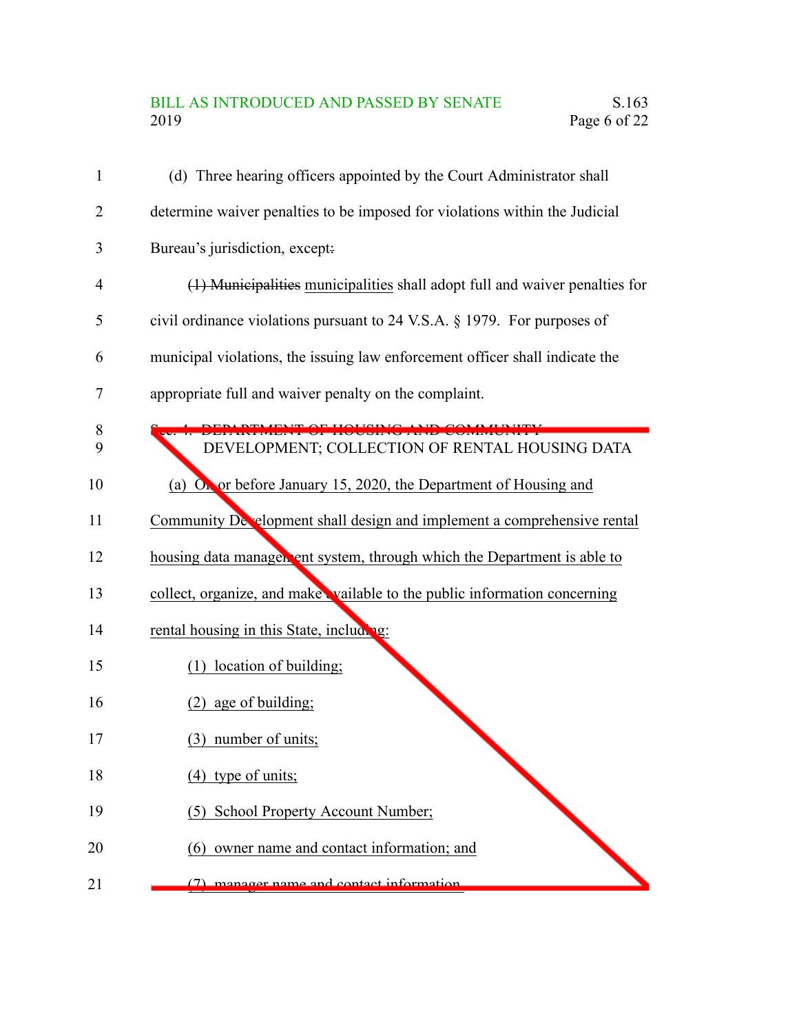(d) Three hearing officers appointed by the Court Administrator shall determine waiver penalties to be imposed for violations within the Judicial Bureau's jurisdiction, except~~:~~

~~(1) Municipalities~~ municipalities shall adopt full and waiver penalties for civil ordinance violations pursuant to 24 V.S.A. § 1979. For purposes of municipal violations, the issuing law enforcement officer shall indicate the appropriate full and waiver penalty on the complaint.

Sec. 4. DEPARTMENT OF HOUSING AND COMMUNITY DEVELOPMENT; COLLECTION OF RENTAL HOUSING DATA

(a) On or before January 15, 2020, the Department of Housing and Community Development shall design and implement a comprehensive rental housing data management system, through which the Department is able to collect, organize, and make available to the public information concerning rental housing in this State, including:

(1) location of building;

(2) age of building;

(3) number of units;

(4) type of units;

(5) School Property Account Number;

(6) owner name and contact information; and

(7) manager name and contact information.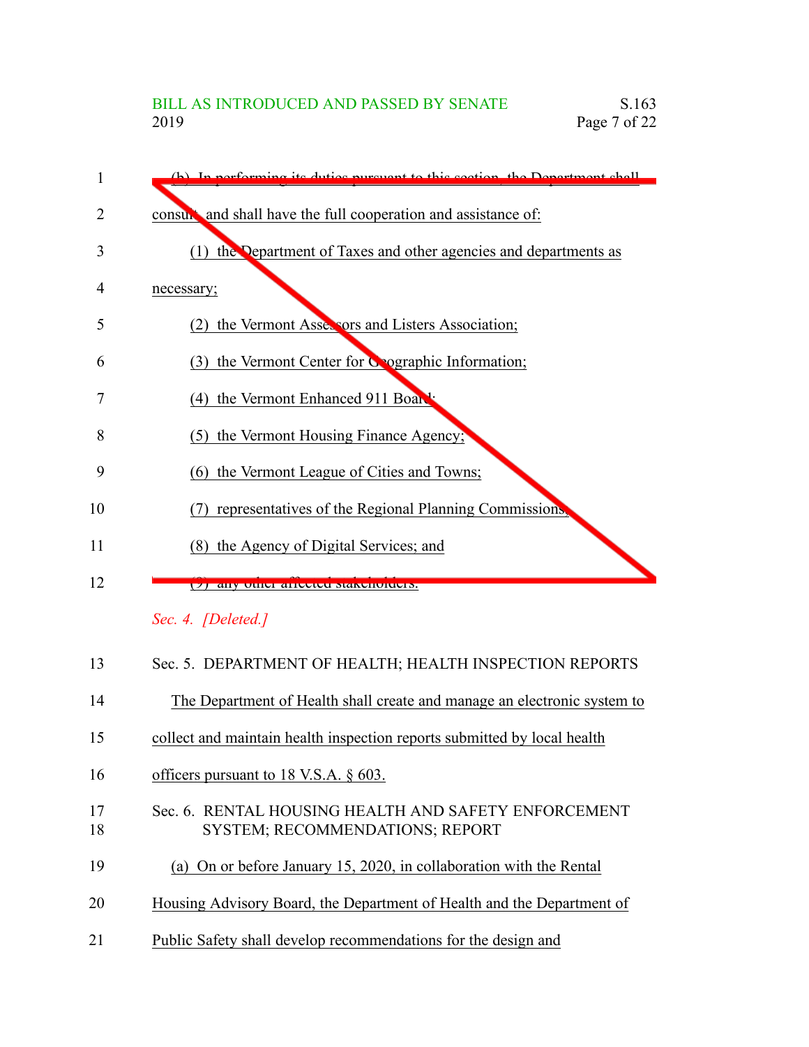(b) In performing its duties pursuant to this section, the Department shall consult, and shall have the full cooperation and assistance of:

(1) the Department of Taxes and other agencies and departments as necessary;

(2) the Vermont Assessors and Listers Association;

(3) the Vermont Center for Geographic Information;

(4) the Vermont Enhanced 911 Board;

(5) the Vermont Housing Finance Agency;

(6) the Vermont League of Cities and Towns;

(7) representatives of the Regional Planning Commissions;

(8) the Agency of Digital Services; and

(9) any other affected stakeholders.

*Sec. 4. [Deleted.]*

Sec. 5. DEPARTMENT OF HEALTH; HEALTH INSPECTION REPORTS

The Department of Health shall create and manage an electronic system to collect and maintain health inspection reports submitted by local health officers pursuant to 18 V.S.A. § 603.

Sec. 6. RENTAL HOUSING HEALTH AND SAFETY ENFORCEMENT SYSTEM; RECOMMENDATIONS; REPORT

(a) On or before January 15, 2020, in collaboration with the Rental Housing Advisory Board, the Department of Health and the Department of Public Safety shall develop recommendations for the design and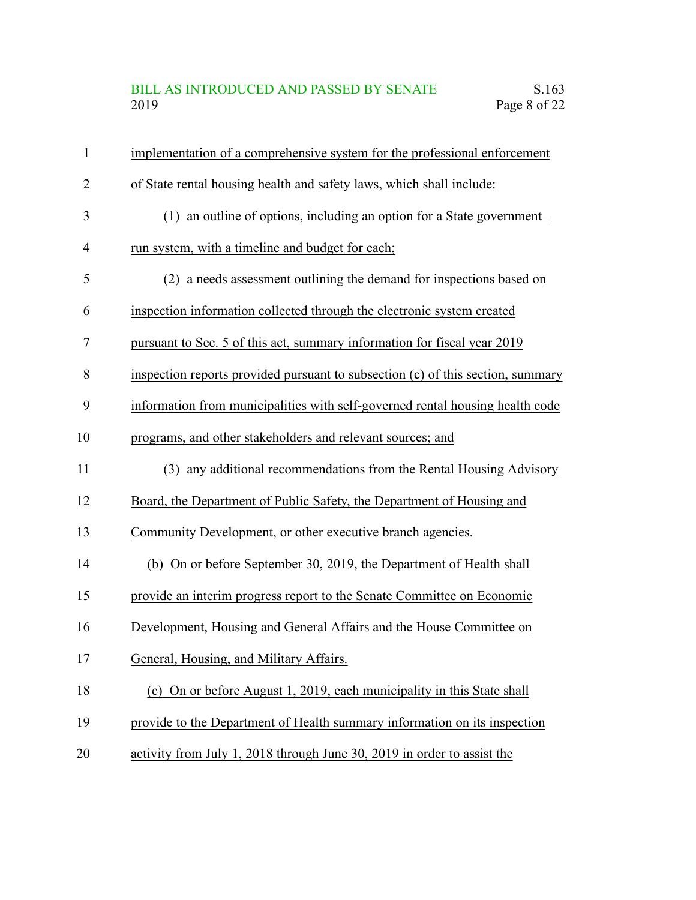implementation of a comprehensive system for the professional enforcement of State rental housing health and safety laws, which shall include:

(1) an outline of options, including an option for a State government–run system, with a timeline and budget for each;

(2) a needs assessment outlining the demand for inspections based on inspection information collected through the electronic system created pursuant to Sec. 5 of this act, summary information for fiscal year 2019 inspection reports provided pursuant to subsection (c) of this section, summary information from municipalities with self-governed rental housing health code programs, and other stakeholders and relevant sources; and

(3) any additional recommendations from the Rental Housing Advisory Board, the Department of Public Safety, the Department of Housing and Community Development, or other executive branch agencies.

(b) On or before September 30, 2019, the Department of Health shall provide an interim progress report to the Senate Committee on Economic Development, Housing and General Affairs and the House Committee on General, Housing, and Military Affairs.

(c) On or before August 1, 2019, each municipality in this State shall provide to the Department of Health summary information on its inspection activity from July 1, 2018 through June 30, 2019 in order to assist the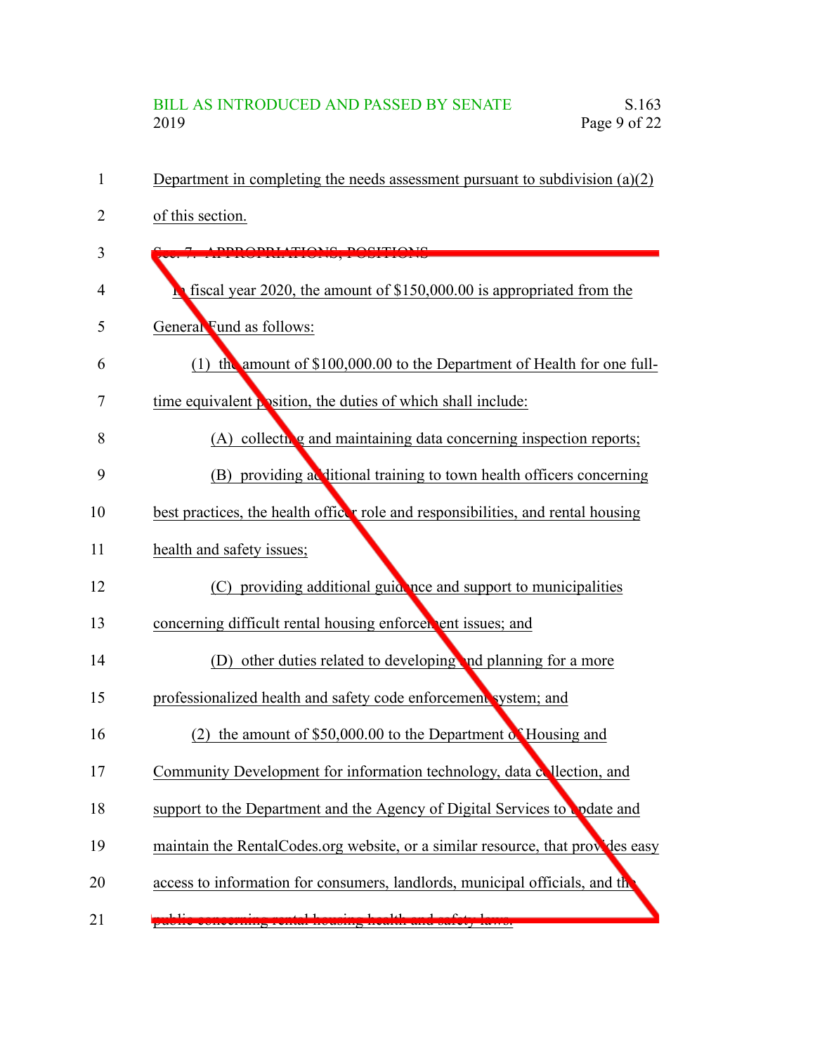Department in completing the needs assessment pursuant to subdivision (a)(2) of this section.

Sec. 7. APPROPRIATIONS; POSITIONS

In fiscal year 2020, the amount of $150,000.00 is appropriated from the General Fund as follows:

(1) the amount of $100,000.00 to the Department of Health for one full-time equivalent position, the duties of which shall include:

(A) collecting and maintaining data concerning inspection reports;

(B) providing additional training to town health officers concerning best practices, the health officer role and responsibilities, and rental housing health and safety issues;

(C) providing additional guidance and support to municipalities concerning difficult rental housing enforcement issues; and

(D) other duties related to developing and planning for a more professionalized health and safety code enforcement system; and

(2) the amount of $50,000.00 to the Department of Housing and Community Development for information technology, data collection, and support to the Department and the Agency of Digital Services to update and maintain the RentalCodes.org website, or a similar resource, that provides easy access to information for consumers, landlords, municipal officials, and the public concerning rental housing health and safety laws.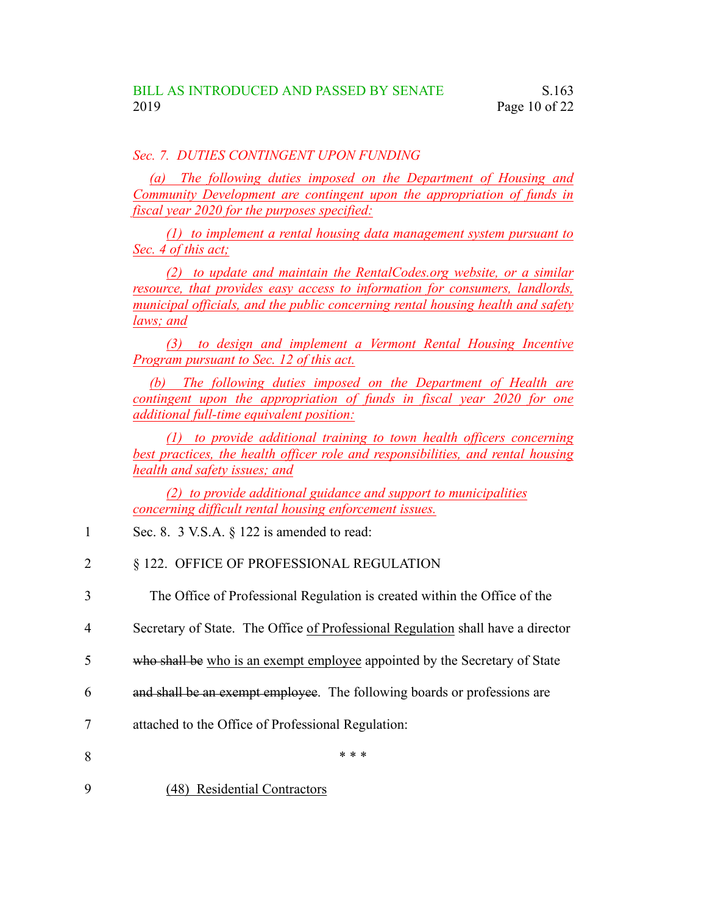*Sec. 7. DUTIES CONTINGENT UPON FUNDING*

*(a) The following duties imposed on the Department of Housing and Community Development are contingent upon the appropriation of funds in fiscal year 2020 for the purposes specified:*

*(1) to implement a rental housing data management system pursuant to Sec. 4 of this act;*

*(2) to update and maintain the RentalCodes.org website, or a similar resource, that provides easy access to information for consumers, landlords, municipal officials, and the public concerning rental housing health and safety laws; and*

*(3) to design and implement a Vermont Rental Housing Incentive Program pursuant to Sec. 12 of this act.*

*(b) The following duties imposed on the Department of Health are contingent upon the appropriation of funds in fiscal year 2020 for one additional full-time equivalent position:*

*(1) to provide additional training to town health officers concerning best practices, the health officer role and responsibilities, and rental housing health and safety issues; and*

*(2) to provide additional guidance and support to municipalities concerning difficult rental housing enforcement issues.*

Sec. 8. 3 V.S.A. § 122 is amended to read:

§ 122. OFFICE OF PROFESSIONAL REGULATION

The Office of Professional Regulation is created within the Office of the Secretary of State. The Office of Professional Regulation shall have a director ~~who shall be~~ who is an exempt employee appointed by the Secretary of State ~~and shall be an exempt employee~~. The following boards or professions are attached to the Office of Professional Regulation:

\* \* \*

(48) Residential Contractors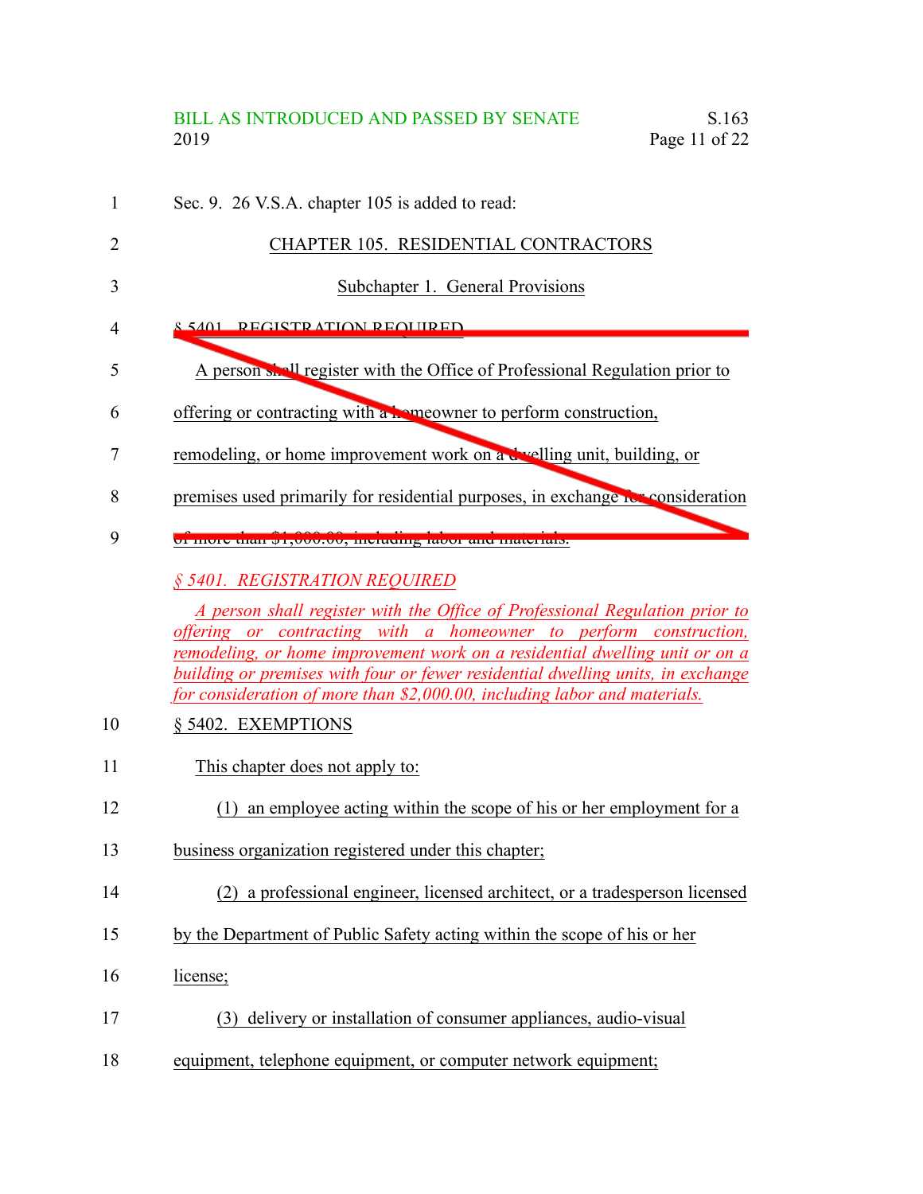Sec. 9. 26 V.S.A. chapter 105 is added to read:

CHAPTER 105. RESIDENTIAL CONTRACTORS

Subchapter 1. General Provisions

~~§ 5401. REGISTRATION REQUIRED~~

~~A person shall register with the Office of Professional Regulation prior to offering or contracting with a homeowner to perform construction, remodeling, or home improvement work on a dwelling unit, building, or premises used primarily for residential purposes, in exchange for consideration of more than $1,000.00, including labor and materials.~~

*§ 5401. REGISTRATION REQUIRED*

*A person shall register with the Office of Professional Regulation prior to offering or contracting with a homeowner to perform construction, remodeling, or home improvement work on a residential dwelling unit or on a building or premises with four or fewer residential dwelling units, in exchange for consideration of more than $2,000.00, including labor and materials.*

§ 5402. EXEMPTIONS

This chapter does not apply to:

(1) an employee acting within the scope of his or her employment for a business organization registered under this chapter;

(2) a professional engineer, licensed architect, or a tradesperson licensed by the Department of Public Safety acting within the scope of his or her license;

(3) delivery or installation of consumer appliances, audio-visual equipment, telephone equipment, or computer network equipment;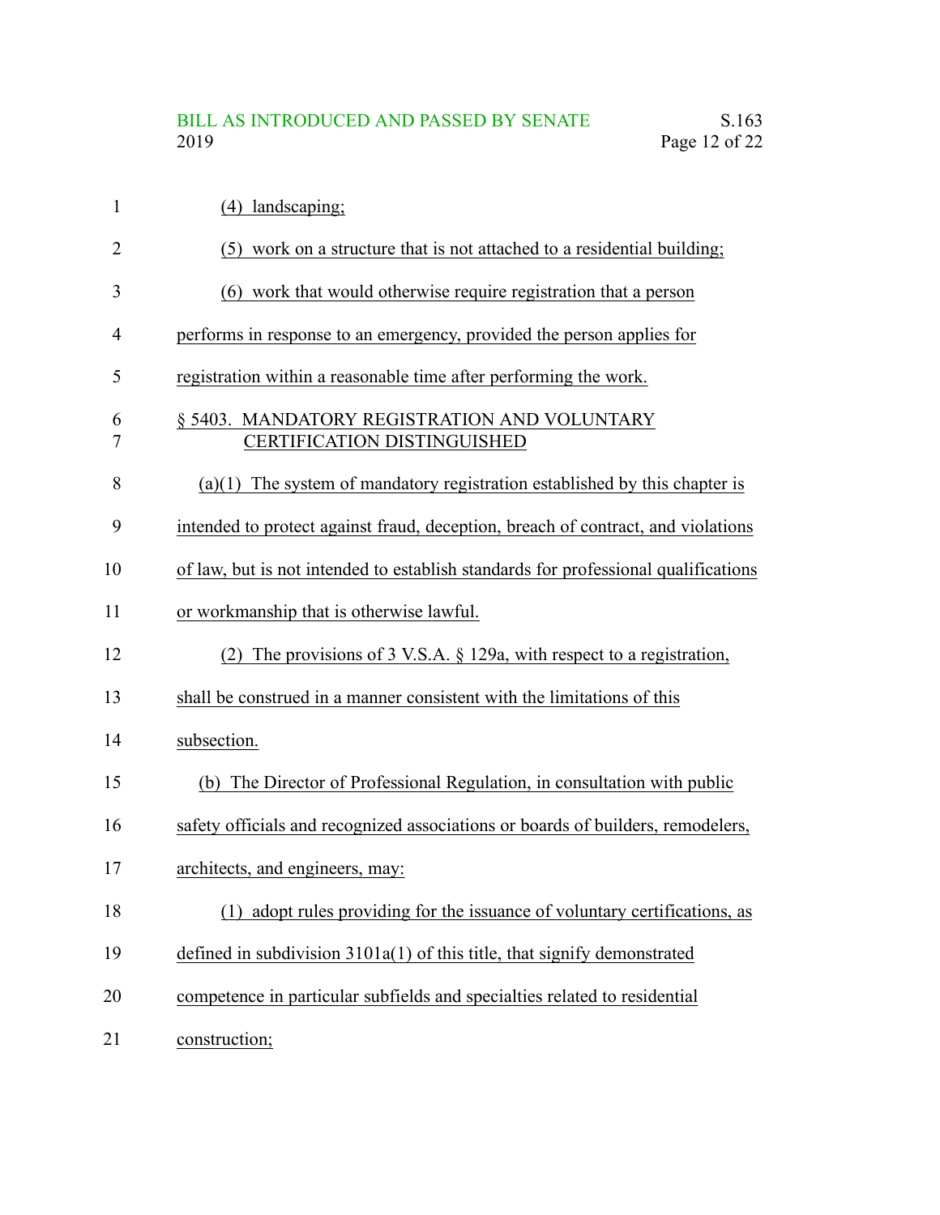(4) landscaping;

(5) work on a structure that is not attached to a residential building;

(6) work that would otherwise require registration that a person performs in response to an emergency, provided the person applies for registration within a reasonable time after performing the work.

§ 5403. MANDATORY REGISTRATION AND VOLUNTARY CERTIFICATION DISTINGUISHED

(a)(1) The system of mandatory registration established by this chapter is intended to protect against fraud, deception, breach of contract, and violations of law, but is not intended to establish standards for professional qualifications or workmanship that is otherwise lawful.

(2) The provisions of 3 V.S.A. § 129a, with respect to a registration, shall be construed in a manner consistent with the limitations of this subsection.

(b) The Director of Professional Regulation, in consultation with public safety officials and recognized associations or boards of builders, remodelers, architects, and engineers, may:

(1) adopt rules providing for the issuance of voluntary certifications, as defined in subdivision 3101a(1) of this title, that signify demonstrated competence in particular subfields and specialties related to residential construction;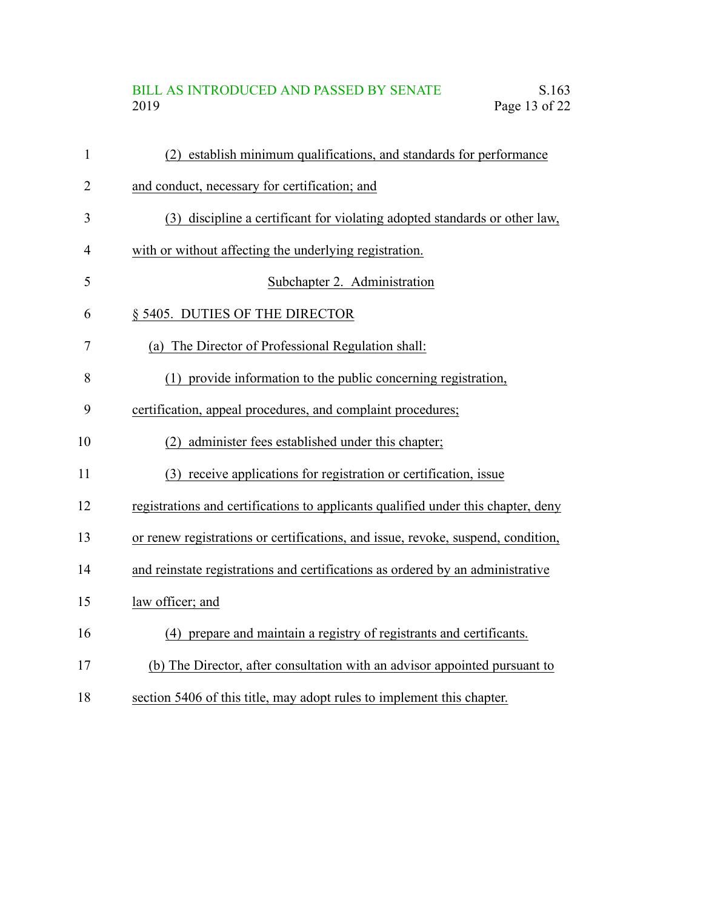(2) establish minimum qualifications, and standards for performance and conduct, necessary for certification; and

(3) discipline a certificant for violating adopted standards or other law, with or without affecting the underlying registration.

Subchapter 2. Administration

§ 5405. DUTIES OF THE DIRECTOR

(a) The Director of Professional Regulation shall:

(1) provide information to the public concerning registration, certification, appeal procedures, and complaint procedures;

(2) administer fees established under this chapter;

(3) receive applications for registration or certification, issue registrations and certifications to applicants qualified under this chapter, deny or renew registrations or certifications, and issue, revoke, suspend, condition, and reinstate registrations and certifications as ordered by an administrative law officer; and

(4) prepare and maintain a registry of registrants and certificants.

(b) The Director, after consultation with an advisor appointed pursuant to section 5406 of this title, may adopt rules to implement this chapter.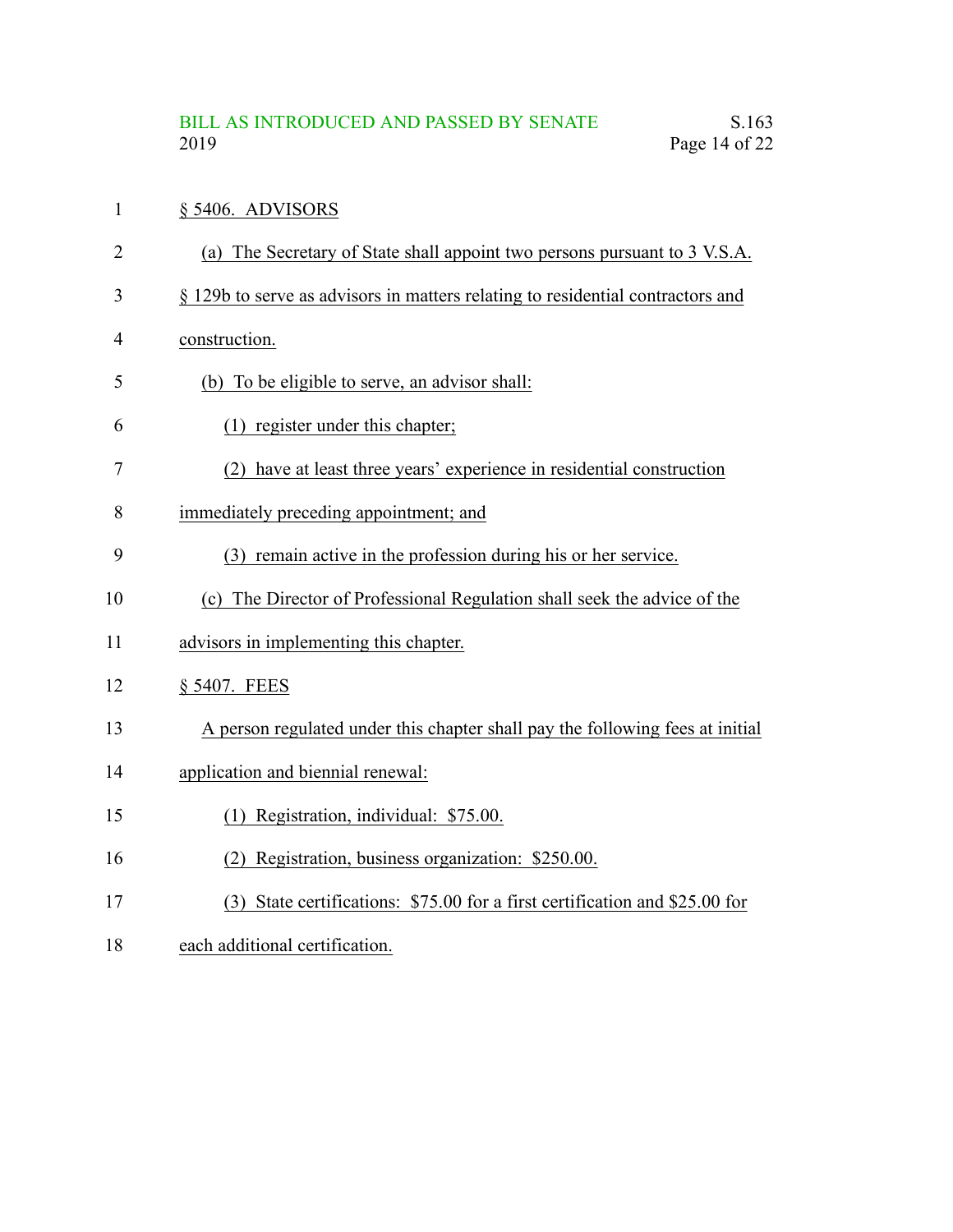§ 5406. ADVISORS

(a) The Secretary of State shall appoint two persons pursuant to 3 V.S.A. § 129b to serve as advisors in matters relating to residential contractors and construction.

(b) To be eligible to serve, an advisor shall:

(1) register under this chapter;

(2) have at least three years' experience in residential construction immediately preceding appointment; and

(3) remain active in the profession during his or her service.

(c) The Director of Professional Regulation shall seek the advice of the advisors in implementing this chapter.

§ 5407. FEES

A person regulated under this chapter shall pay the following fees at initial application and biennial renewal:

(1) Registration, individual: $75.00.

(2) Registration, business organization: $250.00.

(3) State certifications: $75.00 for a first certification and $25.00 for each additional certification.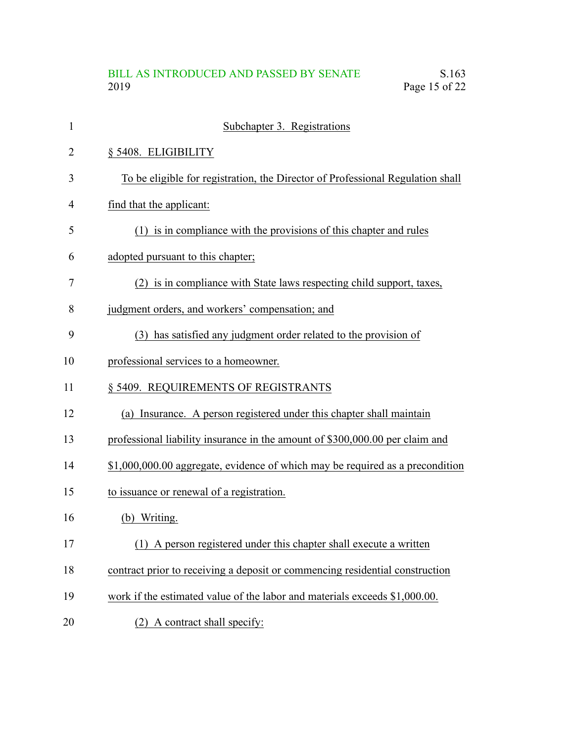Subchapter 3. Registrations

§ 5408. ELIGIBILITY

To be eligible for registration, the Director of Professional Regulation shall find that the applicant:

(1) is in compliance with the provisions of this chapter and rules adopted pursuant to this chapter;

(2) is in compliance with State laws respecting child support, taxes, judgment orders, and workers' compensation; and

(3) has satisfied any judgment order related to the provision of professional services to a homeowner.

§ 5409. REQUIREMENTS OF REGISTRANTS

(a) Insurance. A person registered under this chapter shall maintain professional liability insurance in the amount of $300,000.00 per claim and $1,000,000.00 aggregate, evidence of which may be required as a precondition to issuance or renewal of a registration.

(b) Writing.

(1) A person registered under this chapter shall execute a written contract prior to receiving a deposit or commencing residential construction work if the estimated value of the labor and materials exceeds $1,000.00.

(2) A contract shall specify: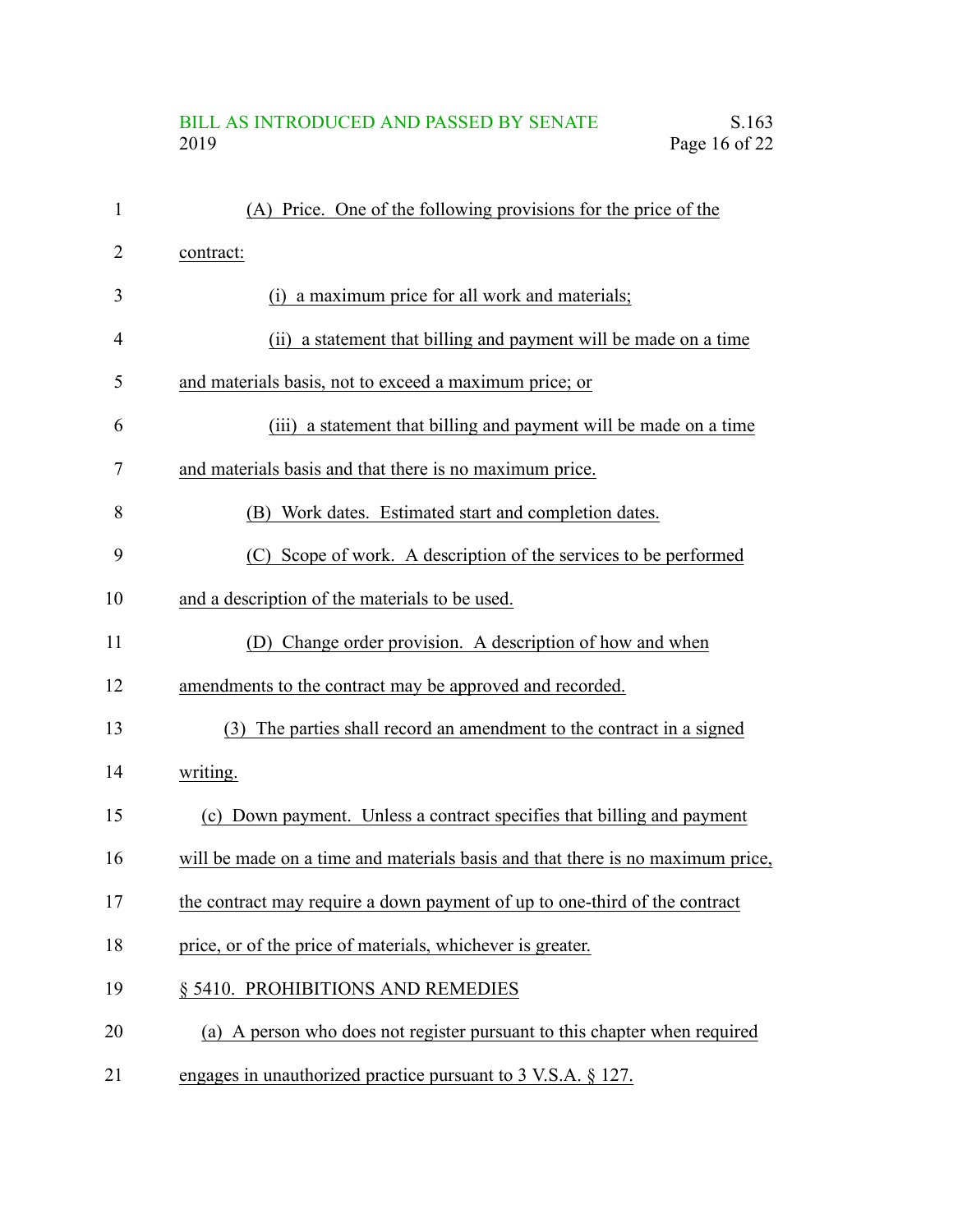(A) Price. One of the following provisions for the price of the contract:

(i) a maximum price for all work and materials;

(ii) a statement that billing and payment will be made on a time and materials basis, not to exceed a maximum price; or

(iii) a statement that billing and payment will be made on a time and materials basis and that there is no maximum price.

(B) Work dates. Estimated start and completion dates.

(C) Scope of work. A description of the services to be performed and a description of the materials to be used.

(D) Change order provision. A description of how and when amendments to the contract may be approved and recorded.

(3) The parties shall record an amendment to the contract in a signed writing.

(c) Down payment. Unless a contract specifies that billing and payment will be made on a time and materials basis and that there is no maximum price, the contract may require a down payment of up to one-third of the contract price, or of the price of materials, whichever is greater.

§ 5410. PROHIBITIONS AND REMEDIES

(a) A person who does not register pursuant to this chapter when required engages in unauthorized practice pursuant to 3 V.S.A. § 127.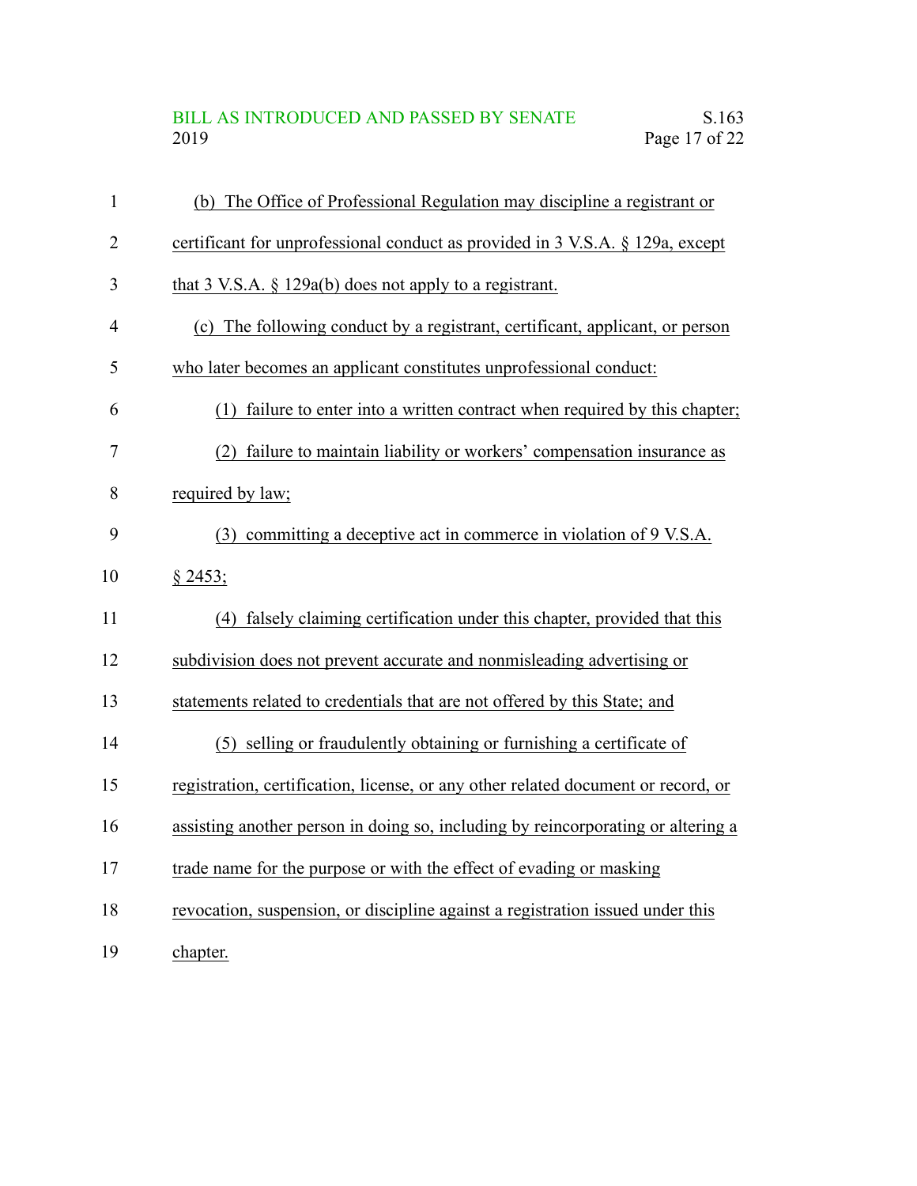(b) The Office of Professional Regulation may discipline a registrant or certificant for unprofessional conduct as provided in 3 V.S.A. § 129a, except that 3 V.S.A. § 129a(b) does not apply to a registrant.

(c) The following conduct by a registrant, certificant, applicant, or person who later becomes an applicant constitutes unprofessional conduct:

(1) failure to enter into a written contract when required by this chapter;

(2) failure to maintain liability or workers' compensation insurance as required by law;

(3) committing a deceptive act in commerce in violation of 9 V.S.A. § 2453;

(4) falsely claiming certification under this chapter, provided that this subdivision does not prevent accurate and nonmisleading advertising or statements related to credentials that are not offered by this State; and

(5) selling or fraudulently obtaining or furnishing a certificate of registration, certification, license, or any other related document or record, or assisting another person in doing so, including by reincorporating or altering a trade name for the purpose or with the effect of evading or masking revocation, suspension, or discipline against a registration issued under this chapter.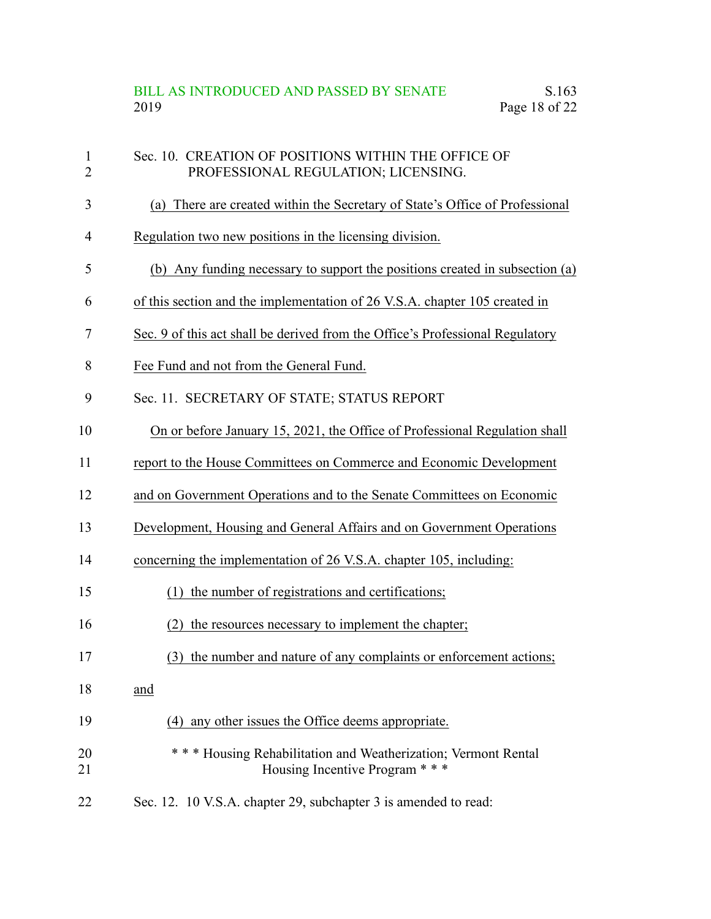Sec. 10. CREATION OF POSITIONS WITHIN THE OFFICE OF PROFESSIONAL REGULATION; LICENSING.

(a) There are created within the Secretary of State's Office of Professional Regulation two new positions in the licensing division.

(b) Any funding necessary to support the positions created in subsection (a) of this section and the implementation of 26 V.S.A. chapter 105 created in Sec. 9 of this act shall be derived from the Office's Professional Regulatory Fee Fund and not from the General Fund.

Sec. 11. SECRETARY OF STATE; STATUS REPORT

On or before January 15, 2021, the Office of Professional Regulation shall report to the House Committees on Commerce and Economic Development and on Government Operations and to the Senate Committees on Economic Development, Housing and General Affairs and on Government Operations concerning the implementation of 26 V.S.A. chapter 105, including:

(1) the number of registrations and certifications;

(2) the resources necessary to implement the chapter;

(3) the number and nature of any complaints or enforcement actions; and

(4) any other issues the Office deems appropriate.

\* \* \* Housing Rehabilitation and Weatherization; Vermont Rental Housing Incentive Program \* \* \*

Sec. 12. 10 V.S.A. chapter 29, subchapter 3 is amended to read: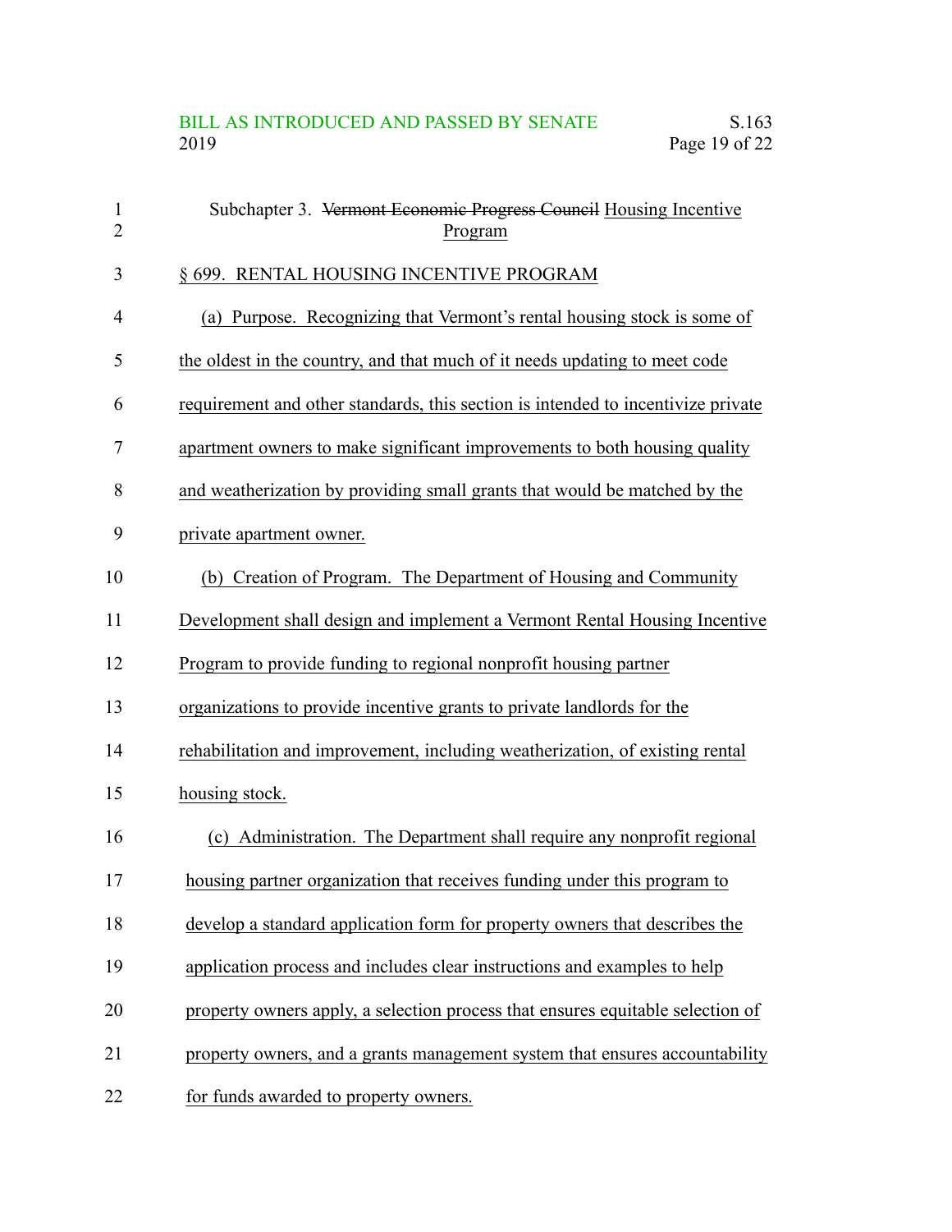Subchapter 3. ~~Vermont Economic Progress Council~~ Housing Incentive Program

§ 699. RENTAL HOUSING INCENTIVE PROGRAM

(a) Purpose. Recognizing that Vermont's rental housing stock is some of the oldest in the country, and that much of it needs updating to meet code requirement and other standards, this section is intended to incentivize private apartment owners to make significant improvements to both housing quality and weatherization by providing small grants that would be matched by the private apartment owner.

(b) Creation of Program. The Department of Housing and Community Development shall design and implement a Vermont Rental Housing Incentive Program to provide funding to regional nonprofit housing partner organizations to provide incentive grants to private landlords for the rehabilitation and improvement, including weatherization, of existing rental housing stock.

(c) Administration. The Department shall require any nonprofit regional housing partner organization that receives funding under this program to develop a standard application form for property owners that describes the application process and includes clear instructions and examples to help property owners apply, a selection process that ensures equitable selection of property owners, and a grants management system that ensures accountability for funds awarded to property owners.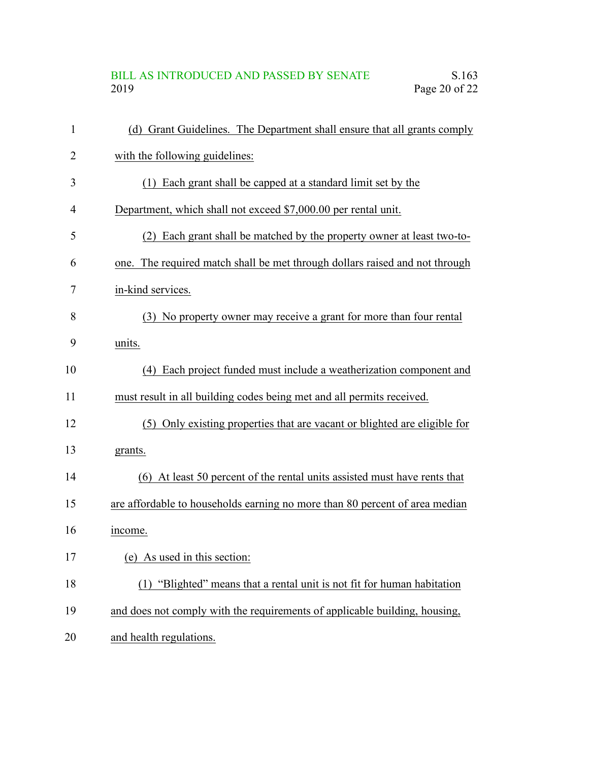(d) Grant Guidelines. The Department shall ensure that all grants comply with the following guidelines:

(1) Each grant shall be capped at a standard limit set by the Department, which shall not exceed $7,000.00 per rental unit.

(2) Each grant shall be matched by the property owner at least two-to-one. The required match shall be met through dollars raised and not through in-kind services.

(3) No property owner may receive a grant for more than four rental units.

(4) Each project funded must include a weatherization component and must result in all building codes being met and all permits received.

(5) Only existing properties that are vacant or blighted are eligible for grants.

(6) At least 50 percent of the rental units assisted must have rents that are affordable to households earning no more than 80 percent of area median income.

(e) As used in this section:

(1) "Blighted" means that a rental unit is not fit for human habitation and does not comply with the requirements of applicable building, housing, and health regulations.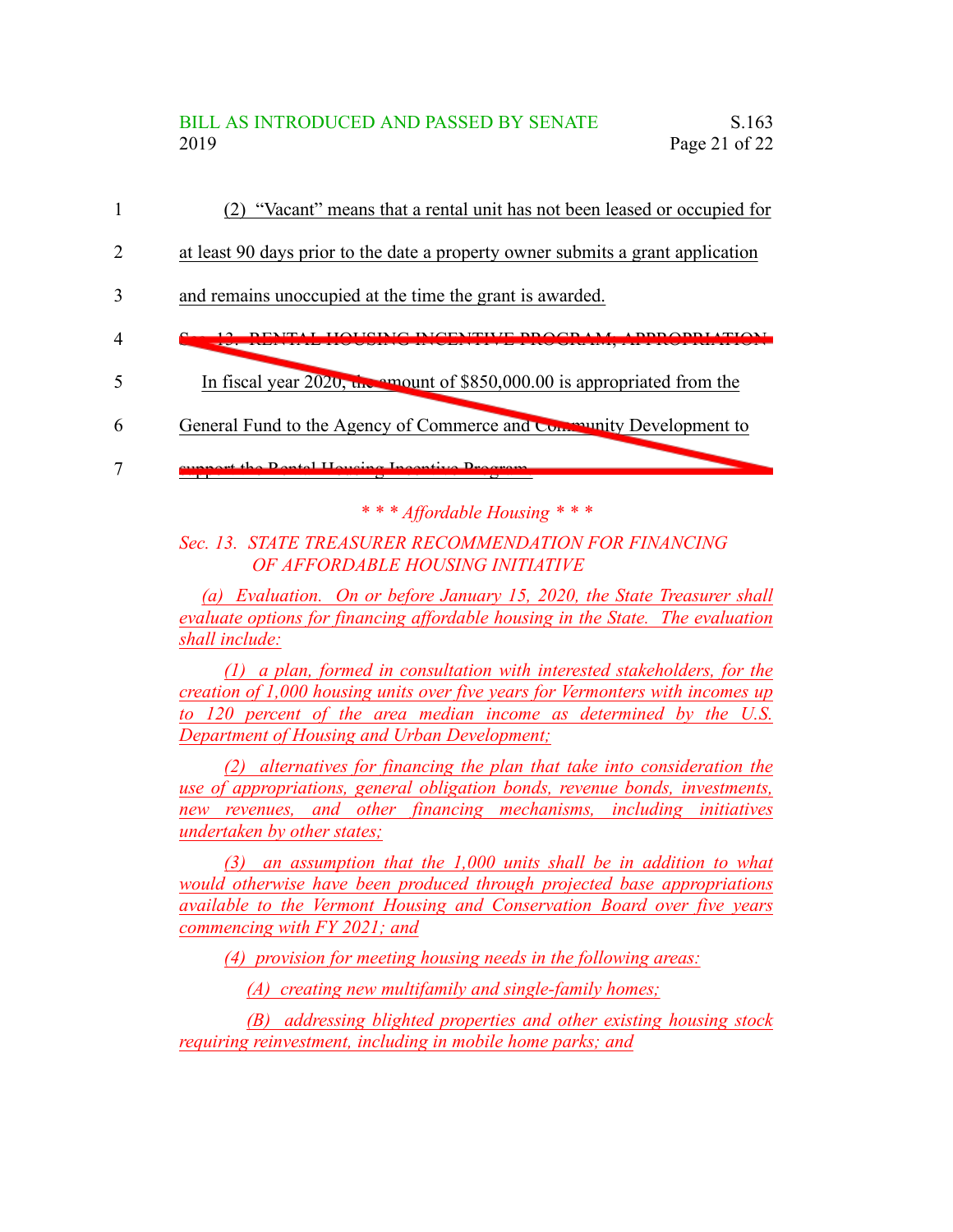(2) “Vacant” means that a rental unit has not been leased or occupied for at least 90 days prior to the date a property owner submits a grant application and remains unoccupied at the time the grant is awarded.

~~Sec. 13. RENTAL HOUSING INCENTIVE PROGRAM; APPROPRIATION~~

~~In fiscal year 2020, the amount of $850,000.00 is appropriated from the General Fund to the Agency of Commerce and Community Development to support the Rental Housing Incentive Program.~~

*\* \* \* Affordable Housing \* \* \**

*Sec. 13. STATE TREASURER RECOMMENDATION FOR FINANCING OF AFFORDABLE HOUSING INITIATIVE*

*(a) Evaluation. On or before January 15, 2020, the State Treasurer shall evaluate options for financing affordable housing in the State. The evaluation shall include:*

*(1) a plan, formed in consultation with interested stakeholders, for the creation of 1,000 housing units over five years for Vermonters with incomes up to 120 percent of the area median income as determined by the U.S. Department of Housing and Urban Development;*

*(2) alternatives for financing the plan that take into consideration the use of appropriations, general obligation bonds, revenue bonds, investments, new revenues, and other financing mechanisms, including initiatives undertaken by other states;*

*(3) an assumption that the 1,000 units shall be in addition to what would otherwise have been produced through projected base appropriations available to the Vermont Housing and Conservation Board over five years commencing with FY 2021; and*

*(4) provision for meeting housing needs in the following areas:*

*(A) creating new multifamily and single-family homes;*

*(B) addressing blighted properties and other existing housing stock requiring reinvestment, including in mobile home parks; and*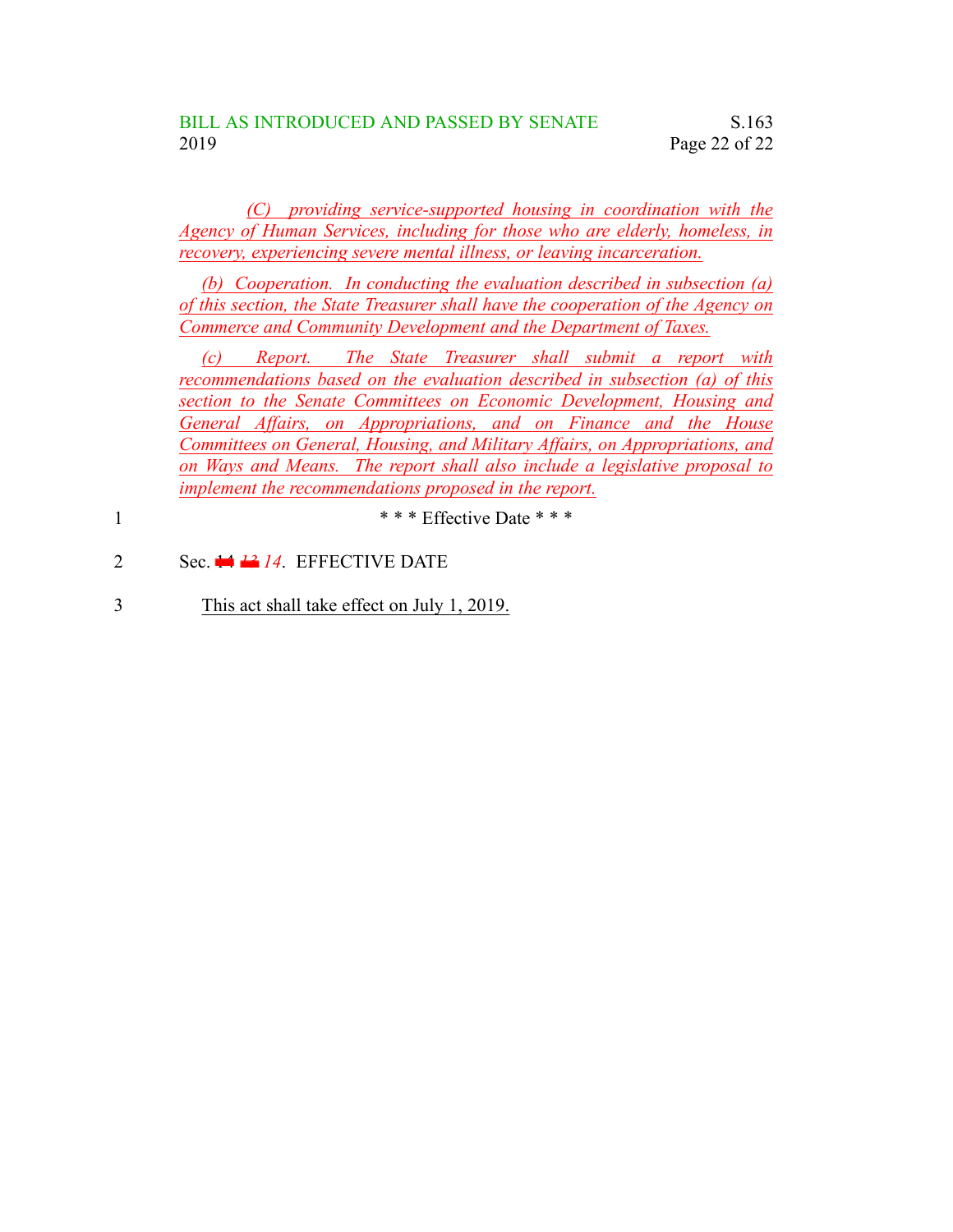*(C) providing service-supported housing in coordination with the Agency of Human Services, including for those who are elderly, homeless, in recovery, experiencing severe mental illness, or leaving incarceration.*

*(b) Cooperation. In conducting the evaluation described in subsection (a) of this section, the State Treasurer shall have the cooperation of the Agency on Commerce and Community Development and the Department of Taxes.*

*(c) Report. The State Treasurer shall submit a report with recommendations based on the evaluation described in subsection (a) of this section to the Senate Committees on Economic Development, Housing and General Affairs, on Appropriations, and on Finance and the House Committees on General, Housing, and Military Affairs, on Appropriations, and on Ways and Means. The report shall also include a legislative proposal to implement the recommendations proposed in the report.*

\* \* \* Effective Date \* \* \*

Sec. ~~11~~ ~~13~~ *14*. EFFECTIVE DATE

This act shall take effect on July 1, 2019.